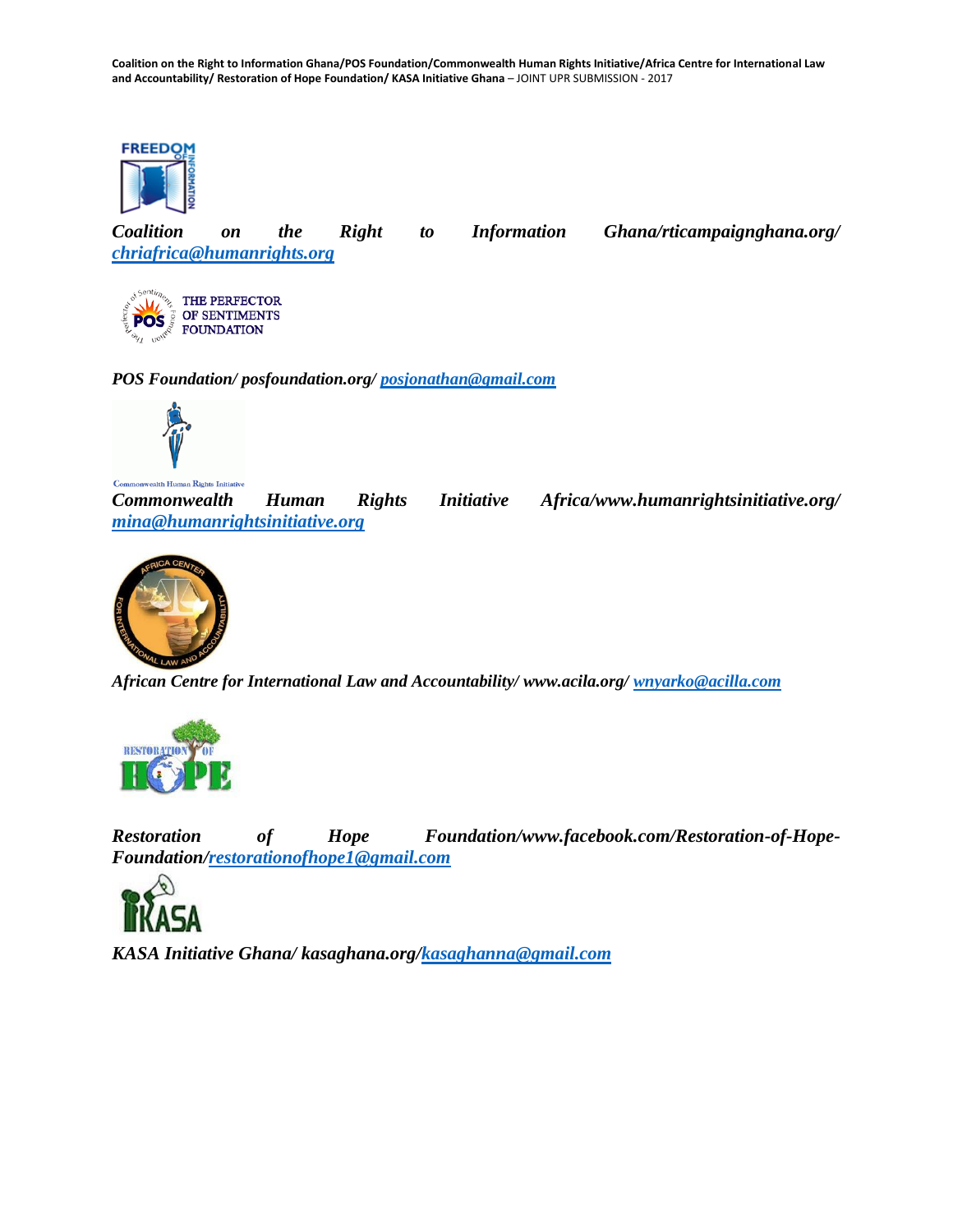***Coalition on the Right to Information Ghana/rticampaignghana.org/ chriafrica@humanrights.org***

***POS Foundation/ posfoundation.org/ posjonathan@gmail.com***

***Commonwealth Human Rights Initiative Africa/www.humanrightsinitiative.org/ mina@humanrightsinitiative.org***

***African Centre for International Law and Accountability/ www.acila.org/ wnyarko@acilla.com***

***Restoration of Hope Foundation/www.facebook.com/Restoration-of-Hope-Foundation/restorationofhope1@gmail.com***

***KASA Initiative Ghana/ kasaghana.org/kasaghanna@gmail.com***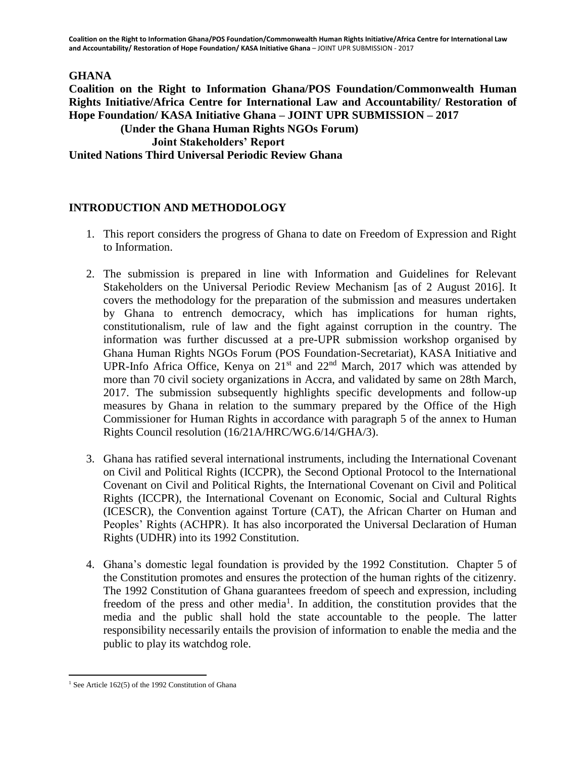**GHANA**

**Coalition on the Right to Information Ghana/POS Foundation/Commonwealth Human Rights Initiative/Africa Centre for International Law and Accountability/ Restoration of Hope Foundation/ KASA Initiative Ghana – JOINT UPR SUBMISSION – 2017**

**(Under the Ghana Human Rights NGOs Forum)**

**Joint Stakeholders' Report**

**United Nations Third Universal Periodic Review Ghana**

## INTRODUCTION AND METHODOLOGY

1. This report considers the progress of Ghana to date on Freedom of Expression and Right to Information.

2. The submission is prepared in line with Information and Guidelines for Relevant Stakeholders on the Universal Periodic Review Mechanism [as of 2 August 2016]. It covers the methodology for the preparation of the submission and measures undertaken by Ghana to entrench democracy, which has implications for human rights, constitutionalism, rule of law and the fight against corruption in the country. The information was further discussed at a pre-UPR submission workshop organised by Ghana Human Rights NGOs Forum (POS Foundation-Secretariat), KASA Initiative and UPR-Info Africa Office, Kenya on 21st and 22nd March, 2017 which was attended by more than 70 civil society organizations in Accra, and validated by same on 28th March, 2017. The submission subsequently highlights specific developments and follow-up measures by Ghana in relation to the summary prepared by the Office of the High Commissioner for Human Rights in accordance with paragraph 5 of the annex to Human Rights Council resolution (16/21A/HRC/WG.6/14/GHA/3).

3. Ghana has ratified several international instruments, including the International Covenant on Civil and Political Rights (ICCPR), the Second Optional Protocol to the International Covenant on Civil and Political Rights, the International Covenant on Civil and Political Rights (ICCPR), the International Covenant on Economic, Social and Cultural Rights (ICESCR), the Convention against Torture (CAT), the African Charter on Human and Peoples' Rights (ACHPR). It has also incorporated the Universal Declaration of Human Rights (UDHR) into its 1992 Constitution.

4. Ghana's domestic legal foundation is provided by the 1992 Constitution. Chapter 5 of the Constitution promotes and ensures the protection of the human rights of the citizenry. The 1992 Constitution of Ghana guarantees freedom of speech and expression, including freedom of the press and other media[1]. In addition, the constitution provides that the media and the public shall hold the state accountable to the people. The latter responsibility necessarily entails the provision of information to enable the media and the public to play its watchdog role.

---

[1] See Article 162(5) of the 1992 Constitution of Ghana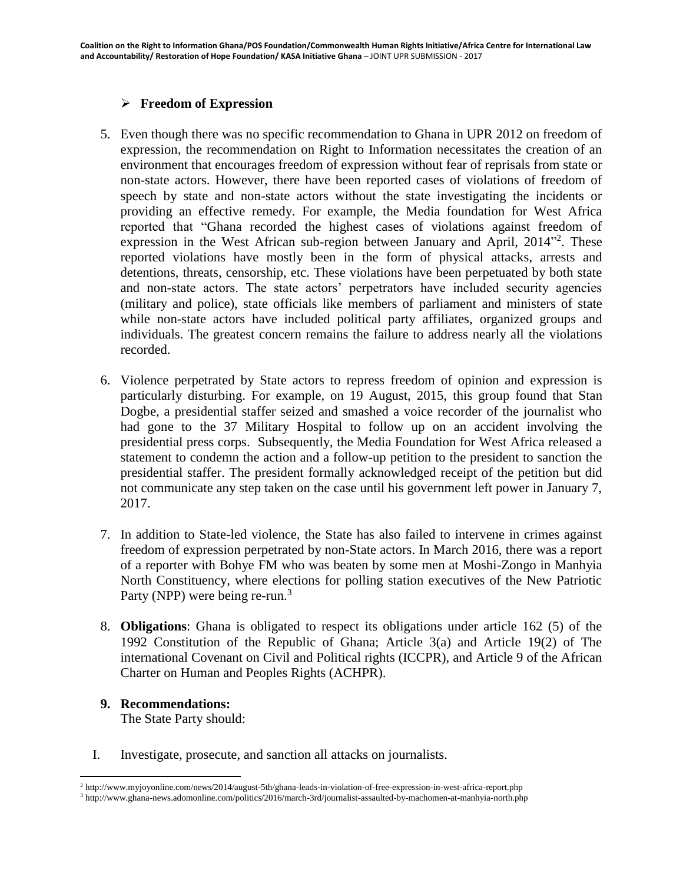## ➢ Freedom of Expression

5. Even though there was no specific recommendation to Ghana in UPR 2012 on freedom of expression, the recommendation on Right to Information necessitates the creation of an environment that encourages freedom of expression without fear of reprisals from state or non-state actors. However, there have been reported cases of violations of freedom of speech by state and non-state actors without the state investigating the incidents or providing an effective remedy. For example, the Media foundation for West Africa reported that "Ghana recorded the highest cases of violations against freedom of expression in the West African sub-region between January and April, 2014"[2]. These reported violations have mostly been in the form of physical attacks, arrests and detentions, threats, censorship, etc. These violations have been perpetuated by both state and non-state actors. The state actors' perpetrators have included security agencies (military and police), state officials like members of parliament and ministers of state while non-state actors have included political party affiliates, organized groups and individuals. The greatest concern remains the failure to address nearly all the violations recorded.

6. Violence perpetrated by State actors to repress freedom of opinion and expression is particularly disturbing. For example, on 19 August, 2015, this group found that Stan Dogbe, a presidential staffer seized and smashed a voice recorder of the journalist who had gone to the 37 Military Hospital to follow up on an accident involving the presidential press corps. Subsequently, the Media Foundation for West Africa released a statement to condemn the action and a follow-up petition to the president to sanction the presidential staffer. The president formally acknowledged receipt of the petition but did not communicate any step taken on the case until his government left power in January 7, 2017.

7. In addition to State-led violence, the State has also failed to intervene in crimes against freedom of expression perpetrated by non-State actors. In March 2016, there was a report of a reporter with Bohye FM who was beaten by some men at Moshi-Zongo in Manhyia North Constituency, where elections for polling station executives of the New Patriotic Party (NPP) were being re-run.[3]

8. **Obligations**: Ghana is obligated to respect its obligations under article 162 (5) of the 1992 Constitution of the Republic of Ghana; Article 3(a) and Article 19(2) of The international Covenant on Civil and Political rights (ICCPR), and Article 9 of the African Charter on Human and Peoples Rights (ACHPR).

9. **Recommendations:**
   The State Party should:

I. Investigate, prosecute, and sanction all attacks on journalists.

---

[2] http://www.myjoyonline.com/news/2014/august-5th/ghana-leads-in-violation-of-free-expression-in-west-africa-report.php

[3] http://www.ghana-news.adomonline.com/politics/2016/march-3rd/journalist-assaulted-by-machomen-at-manhyia-north.php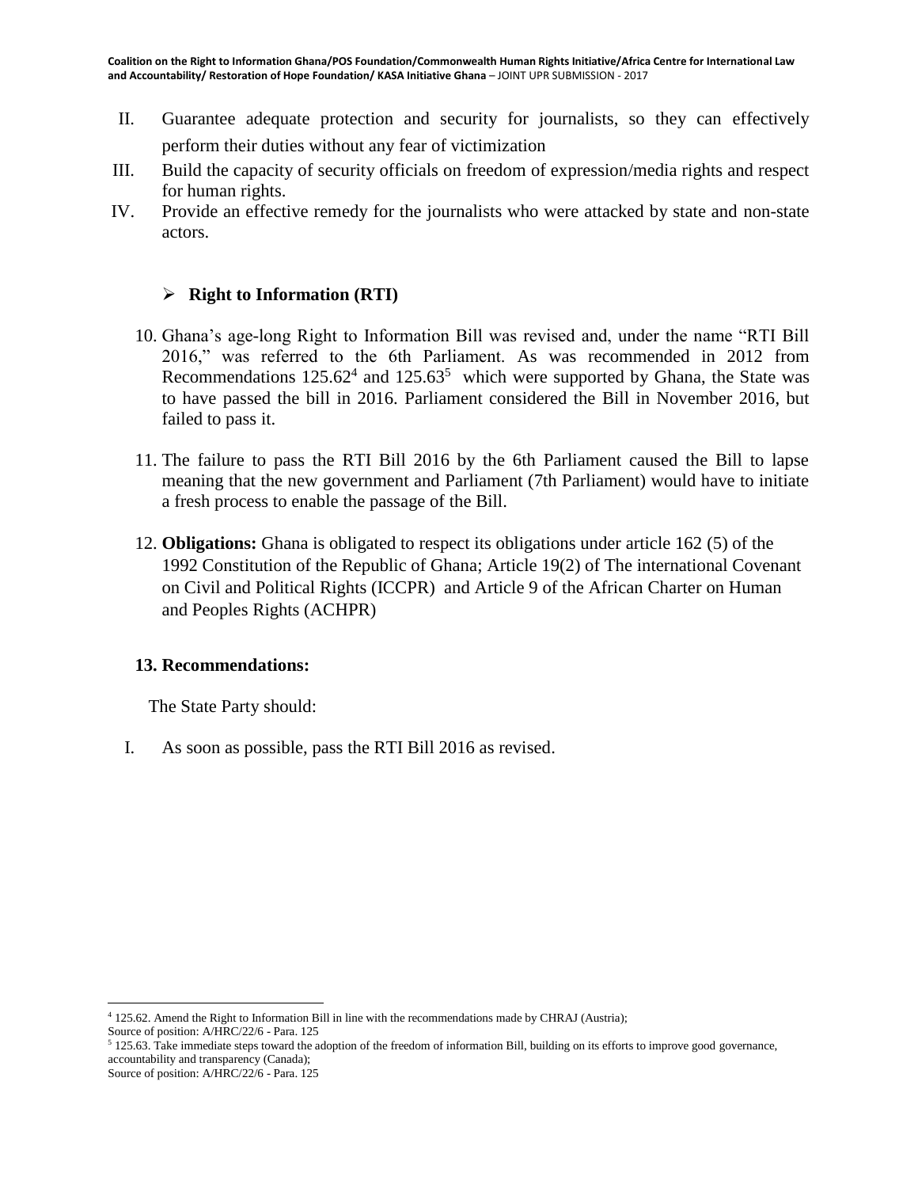II. Guarantee adequate protection and security for journalists, so they can effectively perform their duties without any fear of victimization
III. Build the capacity of security officials on freedom of expression/media rights and respect for human rights.
IV. Provide an effective remedy for the journalists who were attacked by state and non-state actors.

➢ **Right to Information (RTI)**

10. Ghana's age-long Right to Information Bill was revised and, under the name "RTI Bill 2016," was referred to the 6th Parliament. As was recommended in 2012 from Recommendations 125.62[4] and 125.63[5] which were supported by Ghana, the State was to have passed the bill in 2016. Parliament considered the Bill in November 2016, but failed to pass it.

11. The failure to pass the RTI Bill 2016 by the 6th Parliament caused the Bill to lapse meaning that the new government and Parliament (7th Parliament) would have to initiate a fresh process to enable the passage of the Bill.

12. **Obligations:** Ghana is obligated to respect its obligations under article 162 (5) of the 1992 Constitution of the Republic of Ghana; Article 19(2) of The international Covenant on Civil and Political Rights (ICCPR) and Article 9 of the African Charter on Human and Peoples Rights (ACHPR)

**13. Recommendations:**

The State Party should:

I. As soon as possible, pass the RTI Bill 2016 as revised.

---

[4] 125.62. Amend the Right to Information Bill in line with the recommendations made by CHRAJ (Austria);
Source of position: A/HRC/22/6 - Para. 125

[5] 125.63. Take immediate steps toward the adoption of the freedom of information Bill, building on its efforts to improve good governance, accountability and transparency (Canada);
Source of position: A/HRC/22/6 - Para. 125